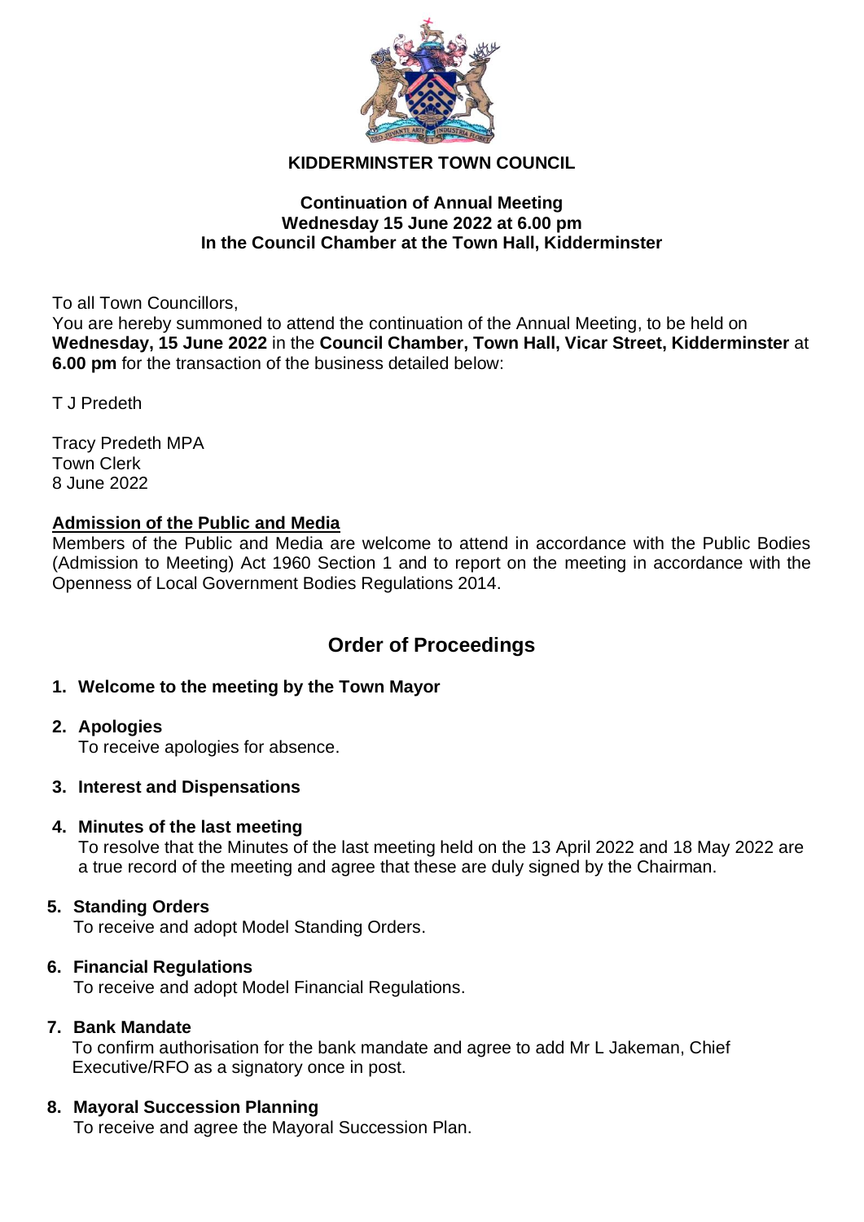# KIDDERMINSTER TOWN COUNCIL

**Continuation of Annual Meeting**
**Wednesday 15 June 2022 at 6.00 pm**
**In the Council Chamber at the Town Hall, Kidderminster**

To all Town Councillors,

You are hereby summoned to attend the continuation of the Annual Meeting, to be held on **Wednesday, 15 June 2022** in the **Council Chamber, Town Hall, Vicar Street, Kidderminster** at **6.00 pm** for the transaction of the business detailed below:

T J Predeth

Tracy Predeth MPA
Town Clerk
8 June 2022

**Admission of the Public and Media**

Members of the Public and Media are welcome to attend in accordance with the Public Bodies (Admission to Meeting) Act 1960 Section 1 and to report on the meeting in accordance with the Openness of Local Government Bodies Regulations 2014.

## Order of Proceedings

1. **Welcome to the meeting by the Town Mayor**

2. **Apologies**
   To receive apologies for absence.

3. **Interest and Dispensations**

4. **Minutes of the last meeting**
   To resolve that the Minutes of the last meeting held on the 13 April 2022 and 18 May 2022 are a true record of the meeting and agree that these are duly signed by the Chairman.

5. **Standing Orders**
   To receive and adopt Model Standing Orders.

6. **Financial Regulations**
   To receive and adopt Model Financial Regulations.

7. **Bank Mandate**
   To confirm authorisation for the bank mandate and agree to add Mr L Jakeman, Chief Executive/RFO as a signatory once in post.

8. **Mayoral Succession Planning**
   To receive and agree the Mayoral Succession Plan.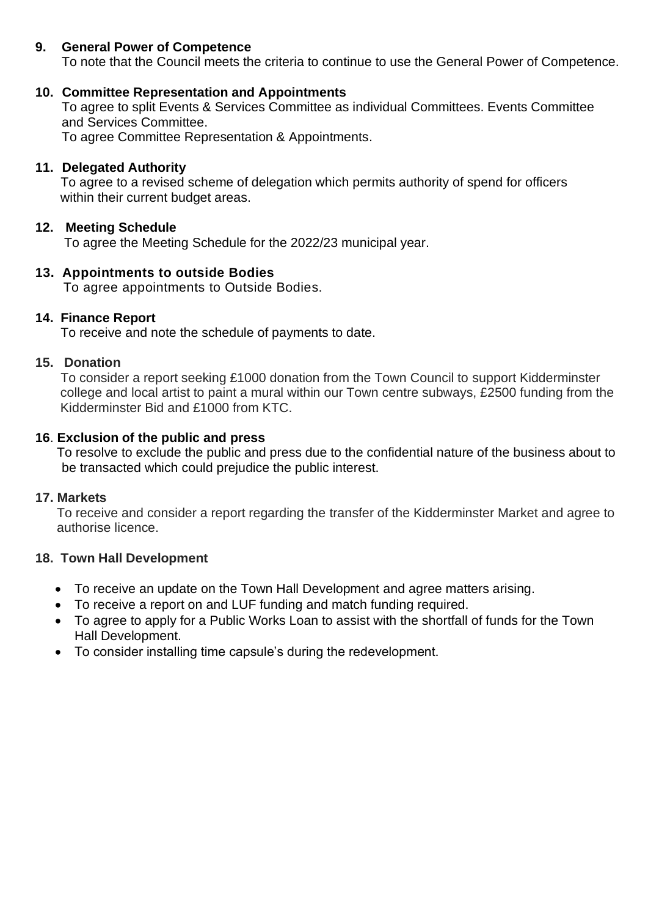**9. General Power of Competence**

To note that the Council meets the criteria to continue to use the General Power of Competence.

**10. Committee Representation and Appointments**

To agree to split Events & Services Committee as individual Committees. Events Committee and Services Committee.

To agree Committee Representation & Appointments.

**11. Delegated Authority**

To agree to a revised scheme of delegation which permits authority of spend for officers within their current budget areas.

**12. Meeting Schedule**

To agree the Meeting Schedule for the 2022/23 municipal year.

**13. Appointments to outside Bodies**

To agree appointments to Outside Bodies.

**14. Finance Report**

To receive and note the schedule of payments to date.

**15. Donation**

To consider a report seeking £1000 donation from the Town Council to support Kidderminster college and local artist to paint a mural within our Town centre subways, £2500 funding from the Kidderminster Bid and £1000 from KTC.

**16. Exclusion of the public and press**

To resolve to exclude the public and press due to the confidential nature of the business about to be transacted which could prejudice the public interest.

**17. Markets**

To receive and consider a report regarding the transfer of the Kidderminster Market and agree to authorise licence.

**18. Town Hall Development**

- To receive an update on the Town Hall Development and agree matters arising.
- To receive a report on and LUF funding and match funding required.
- To agree to apply for a Public Works Loan to assist with the shortfall of funds for the Town Hall Development.
- To consider installing time capsule's during the redevelopment.